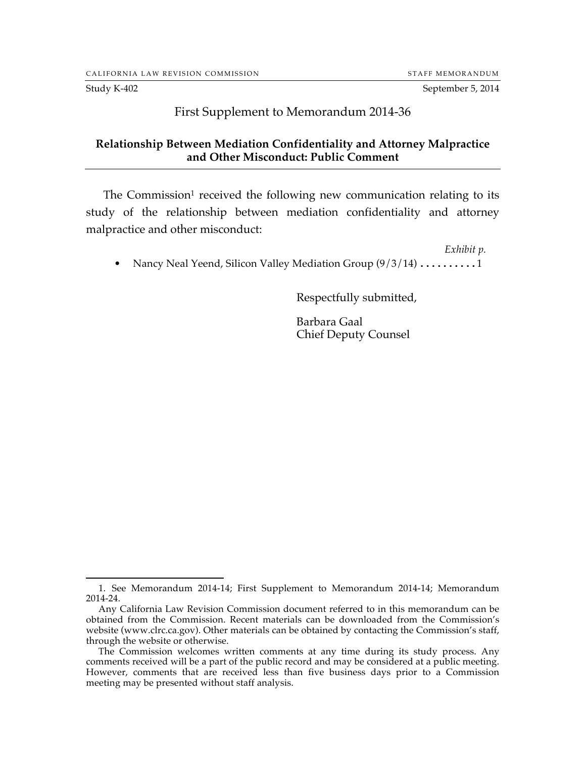CALIFORNIA LAW REVISION COMMISSION STAFF MEMORANDUM

Study K-402 September 5, 2014

# First Supplement to Memorandum 2014-36

## Relationship Between Mediation Confidentiality and Attorney Malpractice and Other Misconduct: Public Comment

The Commission[1] received the following new communication relating to its study of the relationship between mediation confidentiality and attorney malpractice and other misconduct:

*Exhibit p.*

- Nancy Neal Yeend, Silicon Valley Mediation Group (9/3/14) .......... 1

Respectfully submitted,

Barbara Gaal
Chief Deputy Counsel

---

1. See Memorandum 2014-14; First Supplement to Memorandum 2014-14; Memorandum 2014-24.

Any California Law Revision Commission document referred to in this memorandum can be obtained from the Commission. Recent materials can be downloaded from the Commission's website (www.clrc.ca.gov). Other materials can be obtained by contacting the Commission's staff, through the website or otherwise.

The Commission welcomes written comments at any time during its study process. Any comments received will be a part of the public record and may be considered at a public meeting. However, comments that are received less than five business days prior to a Commission meeting may be presented without staff analysis.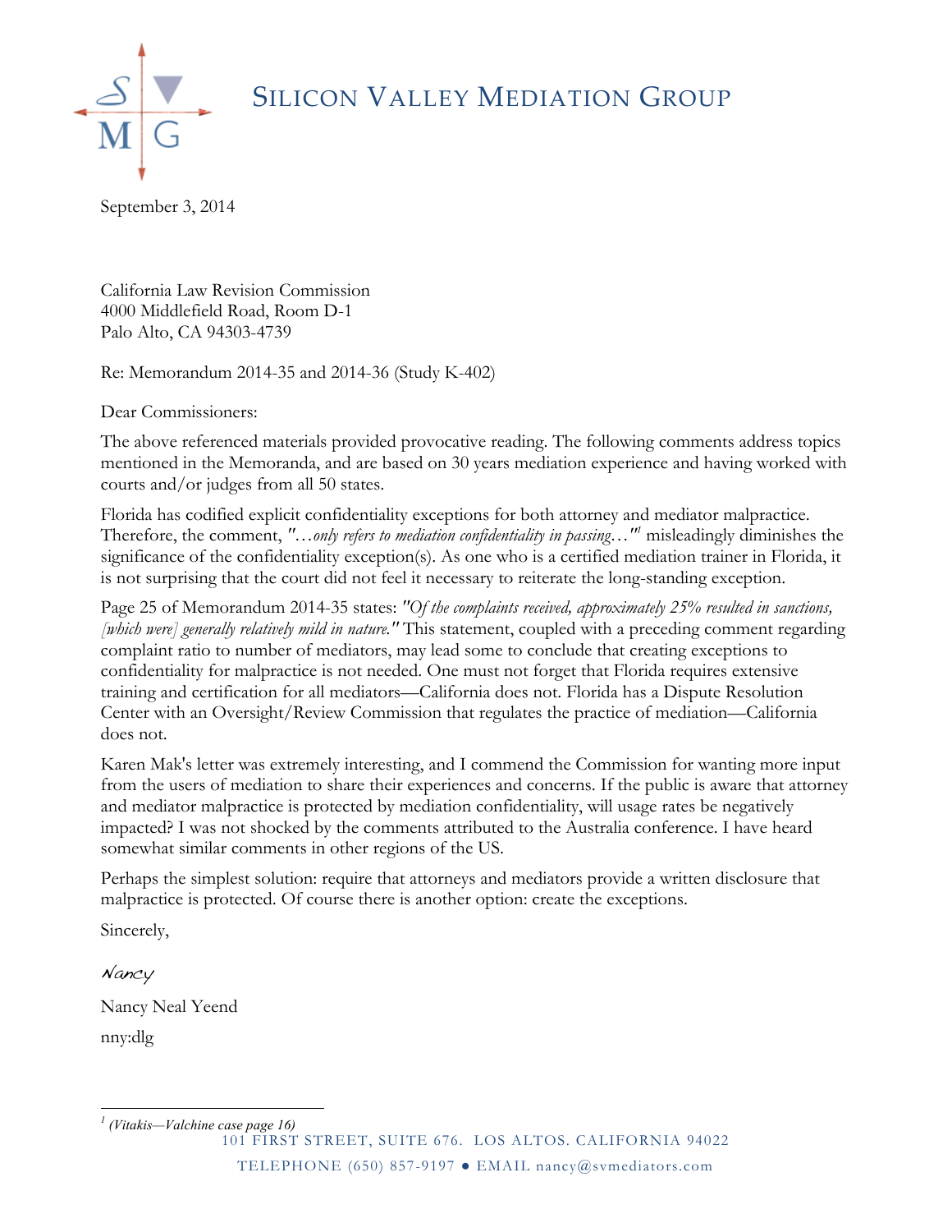# SILICON VALLEY MEDIATION GROUP

September 3, 2014

California Law Revision Commission
4000 Middlefield Road, Room D-1
Palo Alto, CA 94303-4739

Re: Memorandum 2014-35 and 2014-36 (Study K-402)

Dear Commissioners:

The above referenced materials provided provocative reading. The following comments address topics mentioned in the Memoranda, and are based on 30 years mediation experience and having worked with courts and/or judges from all 50 states.

Florida has codified explicit confidentiality exceptions for both attorney and mediator malpractice. Therefore, the comment, *"…only refers to mediation confidentiality in passing…"*[1] misleadingly diminishes the significance of the confidentiality exception(s). As one who is a certified mediation trainer in Florida, it is not surprising that the court did not feel it necessary to reiterate the long-standing exception.

Page 25 of Memorandum 2014-35 states: *"Of the complaints received, approximately 25% resulted in sanctions, [which were] generally relatively mild in nature."* This statement, coupled with a preceding comment regarding complaint ratio to number of mediators, may lead some to conclude that creating exceptions to confidentiality for malpractice is not needed. One must not forget that Florida requires extensive training and certification for all mediators—California does not. Florida has a Dispute Resolution Center with an Oversight/Review Commission that regulates the practice of mediation—California does not.

Karen Mak's letter was extremely interesting, and I commend the Commission for wanting more input from the users of mediation to share their experiences and concerns. If the public is aware that attorney and mediator malpractice is protected by mediation confidentiality, will usage rates be negatively impacted? I was not shocked by the comments attributed to the Australia conference. I have heard somewhat similar comments in other regions of the US.

Perhaps the simplest solution: require that attorneys and mediators provide a written disclosure that malpractice is protected. Of course there is another option: create the exceptions.

Sincerely,

Nancy

Nancy Neal Yeend

nny:dlg

---

[1] *(Vitakis—Valchine case page 16)*

101 FIRST STREET, SUITE 676. LOS ALTOS. CALIFORNIA 94022

TELEPHONE (650) 857-9197 ● EMAIL nancy@svmediators.com